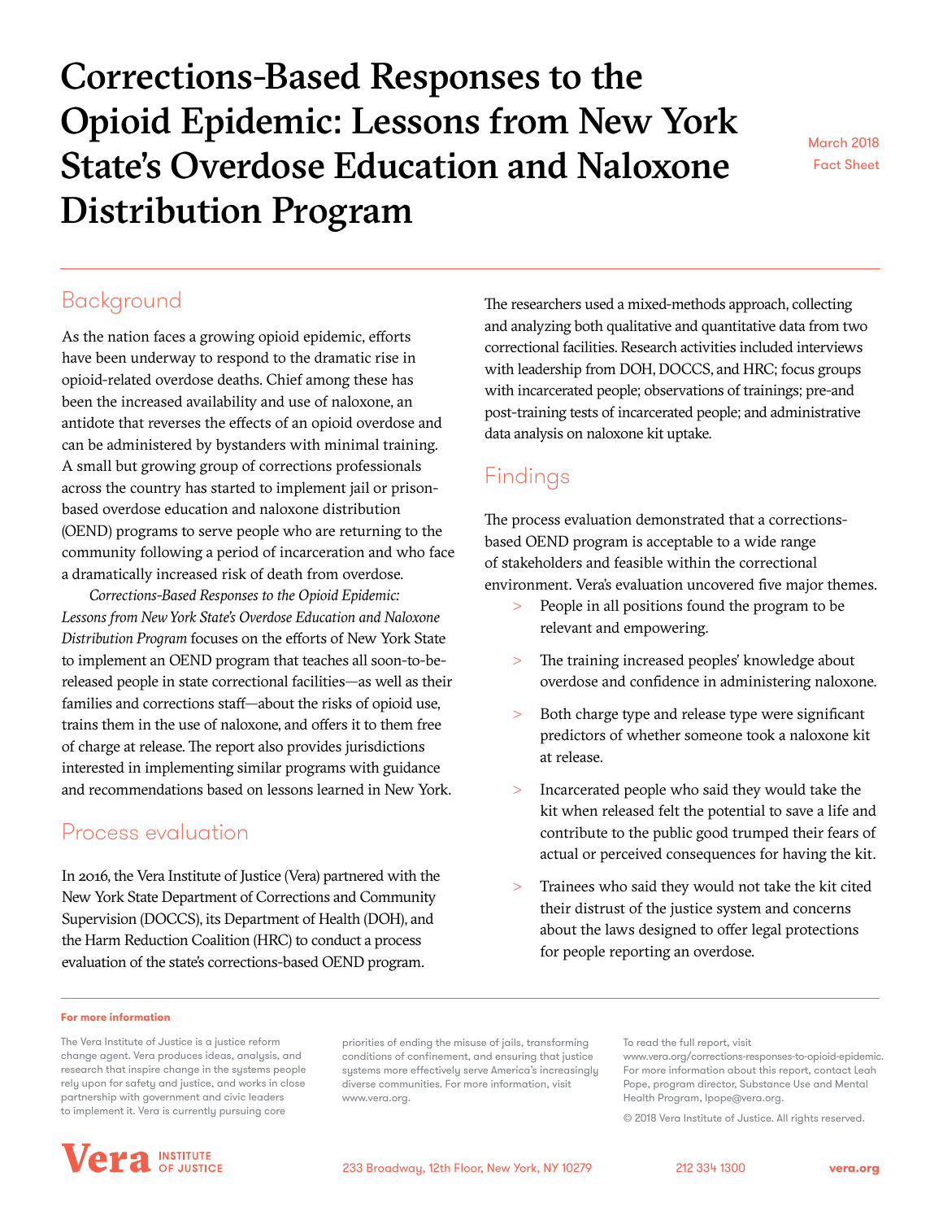# Corrections-Based Responses to the Opioid Epidemic: Lessons from New York State's Overdose Education and Naloxone Distribution Program

March 2018
Fact Sheet

## Background

As the nation faces a growing opioid epidemic, efforts have been underway to respond to the dramatic rise in opioid-related overdose deaths. Chief among these has been the increased availability and use of naloxone, an antidote that reverses the effects of an opioid overdose and can be administered by bystanders with minimal training. A small but growing group of corrections professionals across the country has started to implement jail or prison-based overdose education and naloxone distribution (OEND) programs to serve people who are returning to the community following a period of incarceration and who face a dramatically increased risk of death from overdose.

*Corrections-Based Responses to the Opioid Epidemic: Lessons from New York State's Overdose Education and Naloxone Distribution Program* focuses on the efforts of New York State to implement an OEND program that teaches all soon-to-be-released people in state correctional facilities—as well as their families and corrections staff—about the risks of opioid use, trains them in the use of naloxone, and offers it to them free of charge at release. The report also provides jurisdictions interested in implementing similar programs with guidance and recommendations based on lessons learned in New York.

## Process evaluation

In 2016, the Vera Institute of Justice (Vera) partnered with the New York State Department of Corrections and Community Supervision (DOCCS), its Department of Health (DOH), and the Harm Reduction Coalition (HRC) to conduct a process evaluation of the state's corrections-based OEND program.

The researchers used a mixed-methods approach, collecting and analyzing both qualitative and quantitative data from two correctional facilities. Research activities included interviews with leadership from DOH, DOCCS, and HRC; focus groups with incarcerated people; observations of trainings; pre-and post-training tests of incarcerated people; and administrative data analysis on naloxone kit uptake.

## Findings

The process evaluation demonstrated that a corrections-based OEND program is acceptable to a wide range of stakeholders and feasible within the correctional environment. Vera's evaluation uncovered five major themes.

- People in all positions found the program to be relevant and empowering.
- The training increased peoples' knowledge about overdose and confidence in administering naloxone.
- Both charge type and release type were significant predictors of whether someone took a naloxone kit at release.
- Incarcerated people who said they would take the kit when released felt the potential to save a life and contribute to the public good trumped their fears of actual or perceived consequences for having the kit.
- Trainees who said they would not take the kit cited their distrust of the justice system and concerns about the laws designed to offer legal protections for people reporting an overdose.

---

**For more information**

The Vera Institute of Justice is a justice reform change agent. Vera produces ideas, analysis, and research that inspire change in the systems people rely upon for safety and justice, and works in close partnership with government and civic leaders to implement it. Vera is currently pursuing core priorities of ending the misuse of jails, transforming conditions of confinement, and ensuring that justice systems more effectively serve America's increasingly diverse communities. For more information, visit www.vera.org.

To read the full report, visit www.vera.org/corrections-responses-to-opioid-epidemic. For more information about this report, contact Leah Pope, program director, Substance Use and Mental Health Program, lpope@vera.org.

© 2018 Vera Institute of Justice. All rights reserved.

Vera INSTITUTE OF JUSTICE — 233 Broadway, 12th Floor, New York, NY 10279 — 212 334 1300 — vera.org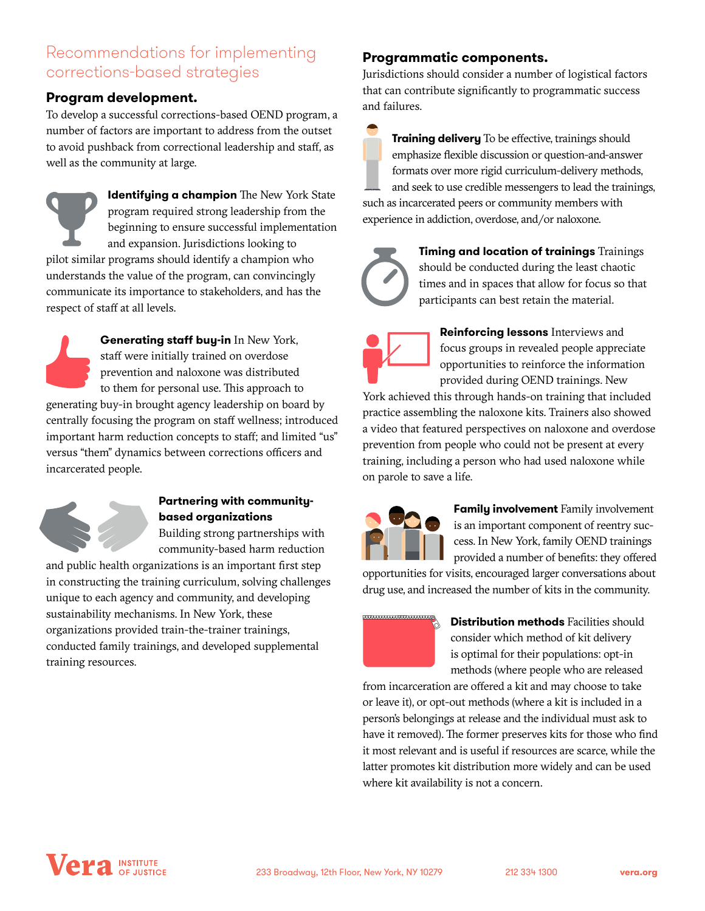## Recommendations for implementing corrections-based strategies

### Program development.

To develop a successful corrections-based OEND program, a number of factors are important to address from the outset to avoid pushback from correctional leadership and staff, as well as the community at large.

**Identifying a champion** The New York State program required strong leadership from the beginning to ensure successful implementation and expansion. Jurisdictions looking to pilot similar programs should identify a champion who understands the value of the program, can convincingly communicate its importance to stakeholders, and has the respect of staff at all levels.

**Generating staff buy-in** In New York, staff were initially trained on overdose prevention and naloxone was distributed to them for personal use. This approach to generating buy-in brought agency leadership on board by centrally focusing the program on staff wellness; introduced important harm reduction concepts to staff; and limited "us" versus "them" dynamics between corrections officers and incarcerated people.

**Partnering with community-based organizations** Building strong partnerships with community-based harm reduction and public health organizations is an important first step in constructing the training curriculum, solving challenges unique to each agency and community, and developing sustainability mechanisms. In New York, these organizations provided train-the-trainer trainings, conducted family trainings, and developed supplemental training resources.

### Programmatic components.

Jurisdictions should consider a number of logistical factors that can contribute significantly to programmatic success and failures.

**Training delivery** To be effective, trainings should emphasize flexible discussion or question-and-answer formats over more rigid curriculum-delivery methods, and seek to use credible messengers to lead the trainings, such as incarcerated peers or community members with experience in addiction, overdose, and/or naloxone.

**Timing and location of trainings** Trainings should be conducted during the least chaotic times and in spaces that allow for focus so that participants can best retain the material.

**Reinforcing lessons** Interviews and focus groups in revealed people appreciate opportunities to reinforce the information provided during OEND trainings. New York achieved this through hands-on training that included practice assembling the naloxone kits. Trainers also showed a video that featured perspectives on naloxone and overdose prevention from people who could not be present at every training, including a person who had used naloxone while on parole to save a life.

**Family involvement** Family involvement is an important component of reentry success. In New York, family OEND trainings provided a number of benefits: they offered opportunities for visits, encouraged larger conversations about drug use, and increased the number of kits in the community.

**Distribution methods** Facilities should consider which method of kit delivery is optimal for their populations: opt-in methods (where people who are released from incarceration are offered a kit and may choose to take or leave it), or opt-out methods (where a kit is included in a person's belongings at release and the individual must ask to have it removed). The former preserves kits for those who find it most relevant and is useful if resources are scarce, while the latter promotes kit distribution more widely and can be used where kit availability is not a concern.

Vera Institute of Justice 233 Broadway, 12th Floor, New York, NY 10279 212 334 1300 vera.org